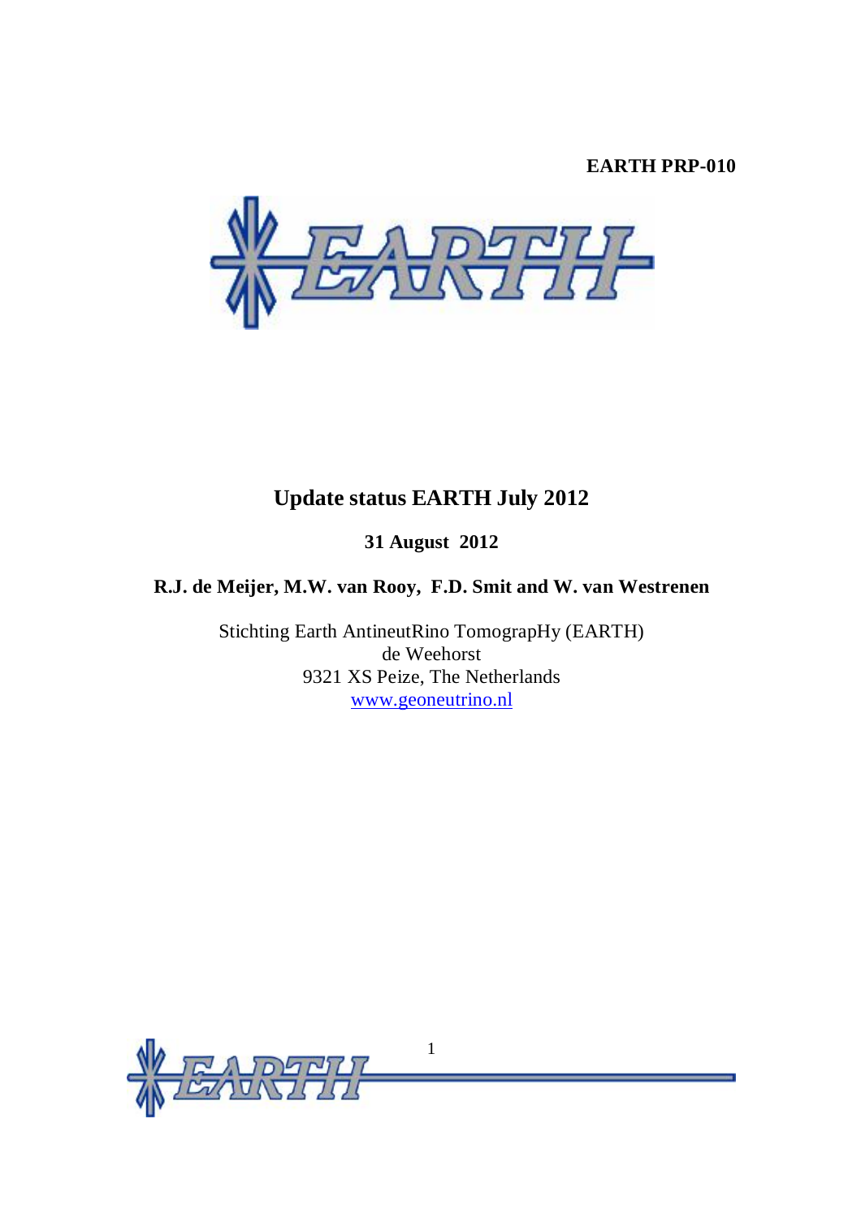**EARTH PRP-010**

# Update status EARTH July 2012

**31 August 2012**

**R.J. de Meijer, M.W. van Rooy, F.D. Smit and W. van Westrenen**

Stichting Earth AntineutRino TomograpHy (EARTH)
de Weehorst
9321 XS Peize, The Netherlands
[www.geoneutrino.nl](http://www.geoneutrino.nl)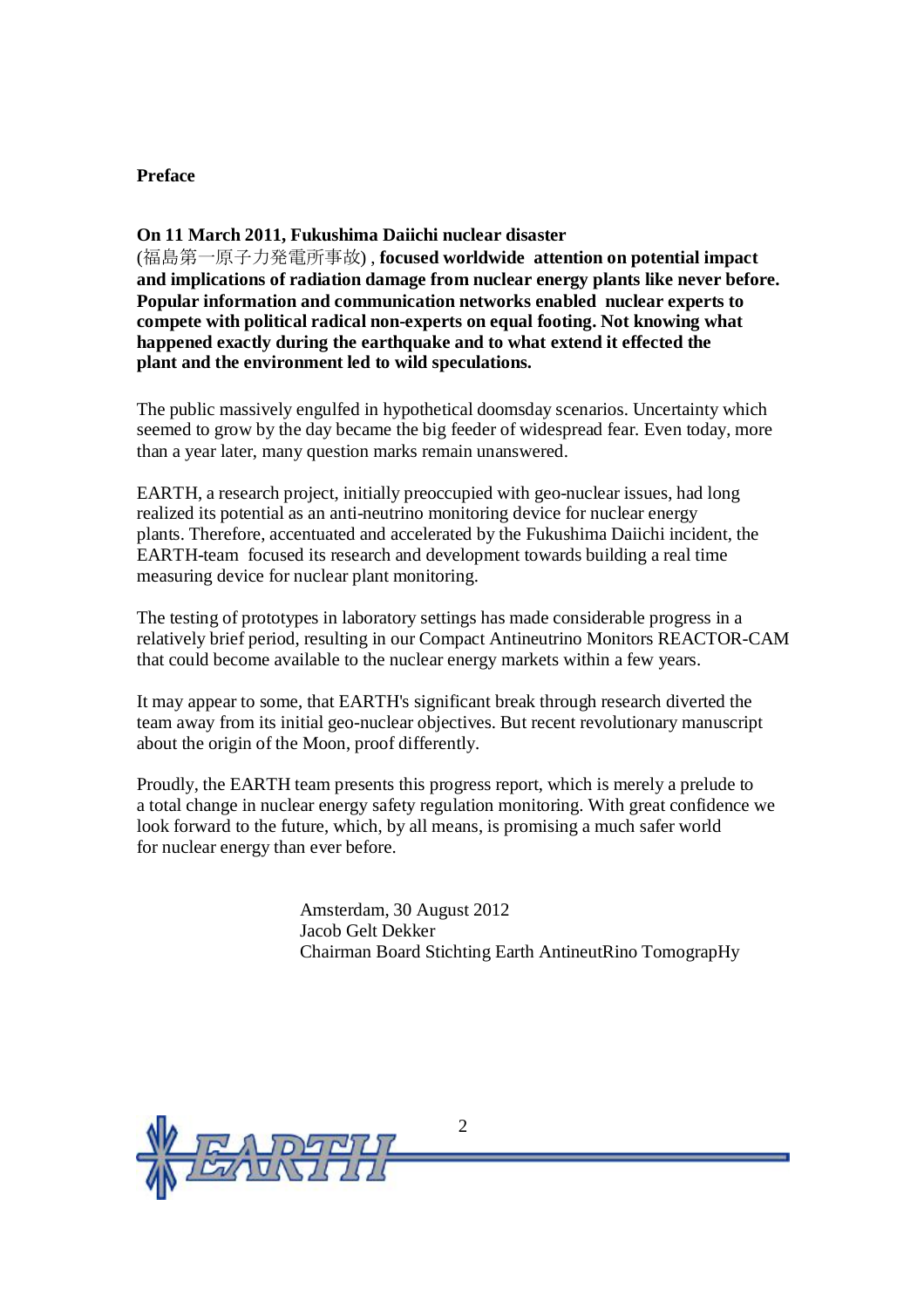## Preface

**On 11 March 2011, Fukushima Daiichi nuclear disaster**
(福島第一原子力発電所事故) , **focused worldwide attention on potential impact and implications of radiation damage from nuclear energy plants like never before. Popular information and communication networks enabled nuclear experts to compete with political radical non-experts on equal footing. Not knowing what happened exactly during the earthquake and to what extend it effected the plant and the environment led to wild speculations.**

The public massively engulfed in hypothetical doomsday scenarios. Uncertainty which seemed to grow by the day became the big feeder of widespread fear. Even today, more than a year later, many question marks remain unanswered.

EARTH, a research project, initially preoccupied with geo-nuclear issues, had long realized its potential as an anti-neutrino monitoring device for nuclear energy plants. Therefore, accentuated and accelerated by the Fukushima Daiichi incident, the EARTH-team focused its research and development towards building a real time measuring device for nuclear plant monitoring.

The testing of prototypes in laboratory settings has made considerable progress in a relatively brief period, resulting in our Compact Antineutrino Monitors REACTOR-CAM that could become available to the nuclear energy markets within a few years.

It may appear to some, that EARTH's significant break through research diverted the team away from its initial geo-nuclear objectives. But recent revolutionary manuscript about the origin of the Moon, proof differently.

Proudly, the EARTH team presents this progress report, which is merely a prelude to a total change in nuclear energy safety regulation monitoring. With great confidence we look forward to the future, which, by all means, is promising a much safer world for nuclear energy than ever before.

Amsterdam, 30 August 2012
Jacob Gelt Dekker
Chairman Board Stichting Earth AntineutRino TomograpHy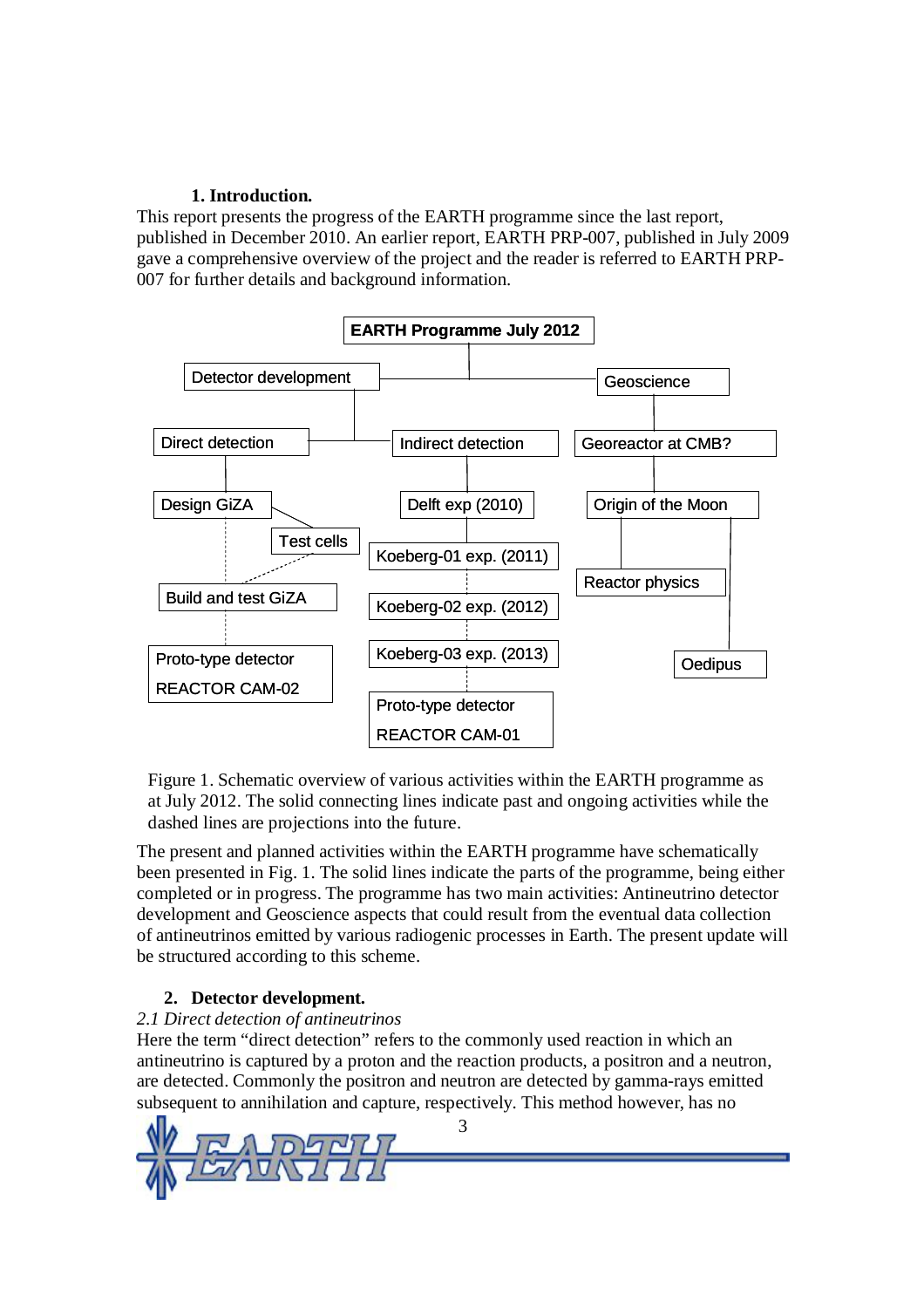## 1. Introduction.

This report presents the progress of the EARTH programme since the last report, published in December 2010. An earlier report, EARTH PRP-007, published in July 2009 gave a comprehensive overview of the project and the reader is referred to EARTH PRP-007 for further details and background information.

Figure 1. Schematic overview of various activities within the EARTH programme as at July 2012. The solid connecting lines indicate past and ongoing activities while the dashed lines are projections into the future.

The present and planned activities within the EARTH programme have schematically been presented in Fig. 1. The solid lines indicate the parts of the programme, being either completed or in progress. The programme has two main activities: Antineutrino detector development and Geoscience aspects that could result from the eventual data collection of antineutrinos emitted by various radiogenic processes in Earth. The present update will be structured according to this scheme.

## 2. Detector development.

*2.1 Direct detection of antineutrinos*

Here the term "direct detection" refers to the commonly used reaction in which an antineutrino is captured by a proton and the reaction products, a positron and a neutron, are detected. Commonly the positron and neutron are detected by gamma-rays emitted subsequent to annihilation and capture, respectively. This method however, has no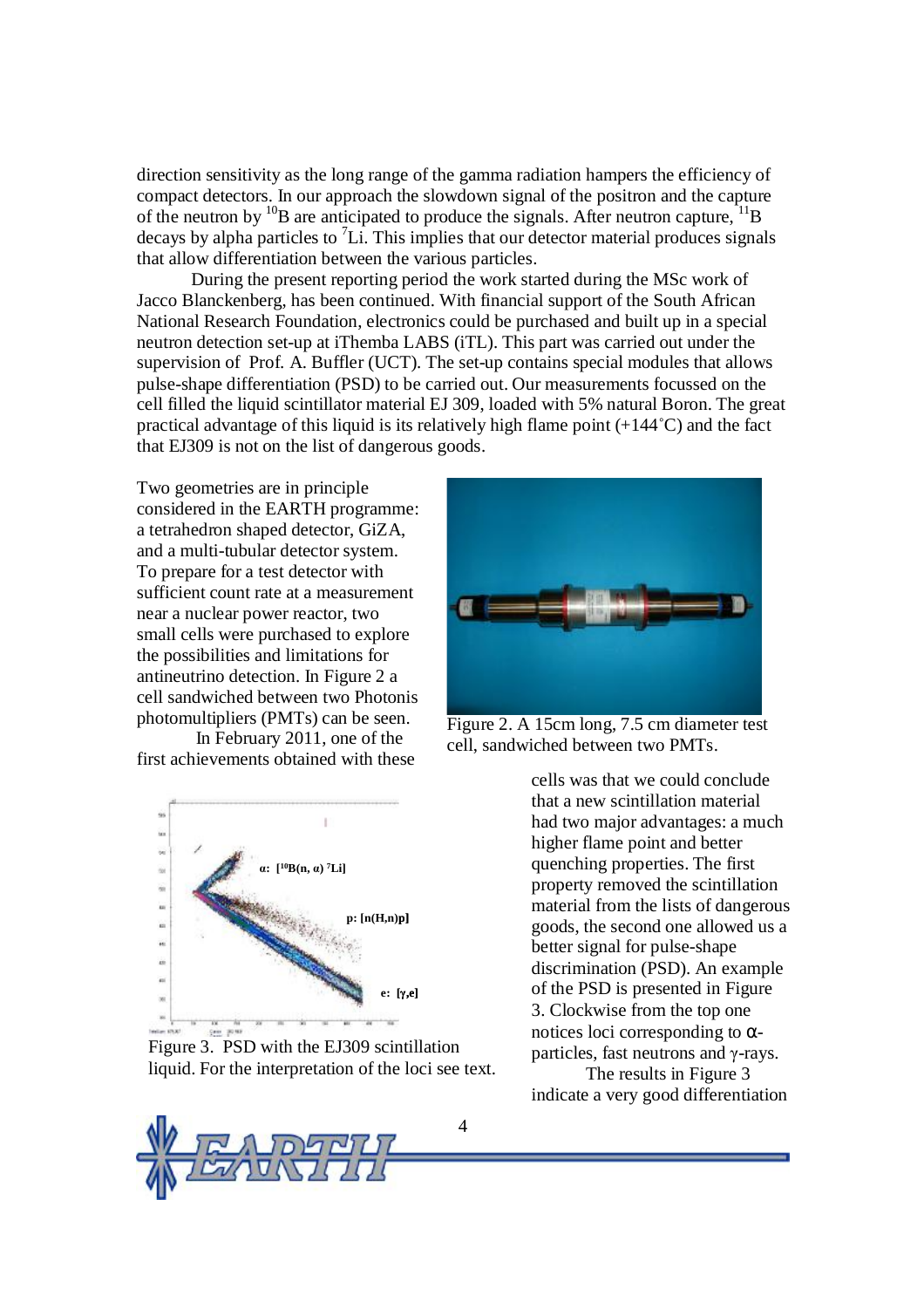direction sensitivity as the long range of the gamma radiation hampers the efficiency of compact detectors. In our approach the slowdown signal of the positron and the capture of the neutron by $^{10}B$ are anticipated to produce the signals. After neutron capture, $^{11}B$ decays by alpha particles to $^{7}Li$. This implies that our detector material produces signals that allow differentiation between the various particles.

During the present reporting period the work started during the MSc work of Jacco Blanckenberg, has been continued. With financial support of the South African National Research Foundation, electronics could be purchased and built up in a special neutron detection set-up at iThemba LABS (iTL). This part was carried out under the supervision of Prof. A. Buffler (UCT). The set-up contains special modules that allows pulse-shape differentiation (PSD) to be carried out. Our measurements focussed on the cell filled the liquid scintillator material EJ 309, loaded with 5% natural Boron. The great practical advantage of this liquid is its relatively high flame point (+144˚C) and the fact that EJ309 is not on the list of dangerous goods.

Two geometries are in principle considered in the EARTH programme: a tetrahedron shaped detector, GiZA, and a multi-tubular detector system. To prepare for a test detector with sufficient count rate at a measurement near a nuclear power reactor, two small cells were purchased to explore the possibilities and limitations for antineutrino detection. In Figure 2 a cell sandwiched between two Photonis photomultipliers (PMTs) can be seen.

Figure 2. A 15cm long, 7.5 cm diameter test cell, sandwiched between two PMTs.

In February 2011, one of the first achievements obtained with these cells was that we could conclude that a new scintillation material had two major advantages: a much higher flame point and better quenching properties. The first property removed the scintillation material from the lists of dangerous goods, the second one allowed us a better signal for pulse-shape discrimination (PSD). An example of the PSD is presented in Figure 3. Clockwise from the top one notices loci corresponding to α-particles, fast neutrons and γ-rays.

Figure 3. PSD with the EJ309 scintillation liquid. For the interpretation of the loci see text.

The results in Figure 3 indicate a very good differentiation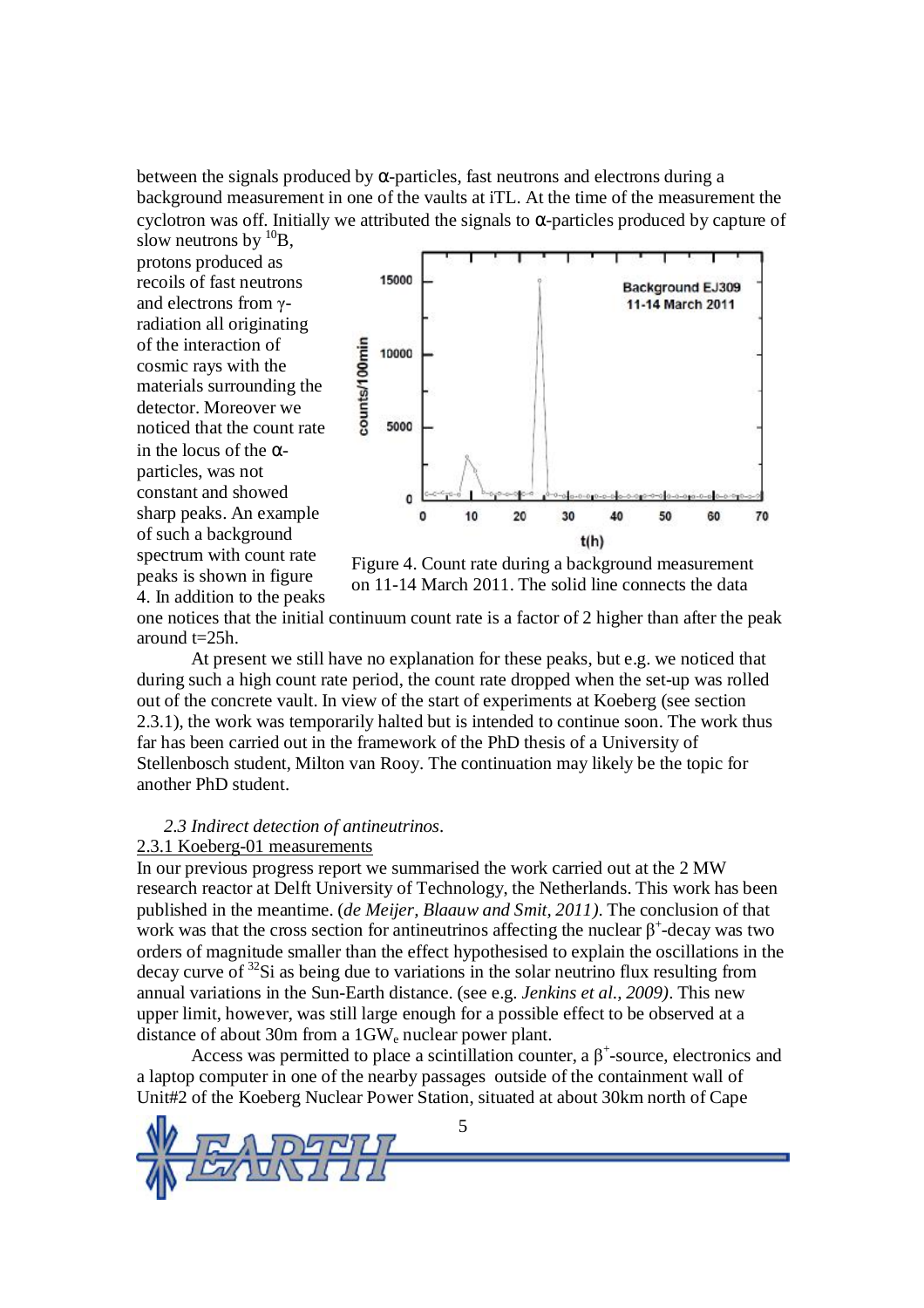between the signals produced by α-particles, fast neutrons and electrons during a background measurement in one of the vaults at iTL. At the time of the measurement the cyclotron was off. Initially we attributed the signals to α-particles produced by capture of slow neutrons by $^{10}B$, protons produced as recoils of fast neutrons and electrons from γ-radiation all originating of the interaction of cosmic rays with the materials surrounding the detector. Moreover we noticed that the count rate in the locus of the α-particles, was not constant and showed sharp peaks. An example of such a background spectrum with count rate peaks is shown in figure 4. In addition to the peaks one notices that the initial continuum count rate is a factor of 2 higher than after the peak around t=25h.

Figure 4. Count rate during a background measurement on 11-14 March 2011. The solid line connects the data

At present we still have no explanation for these peaks, but e.g. we noticed that during such a high count rate period, the count rate dropped when the set-up was rolled out of the concrete vault. In view of the start of experiments at Koeberg (see section 2.3.1), the work was temporarily halted but is intended to continue soon. The work thus far has been carried out in the framework of the PhD thesis of a University of Stellenbosch student, Milton van Rooy. The continuation may likely be the topic for another PhD student.

### *2.3 Indirect detection of antineutrinos.*

#### 2.3.1 Koeberg-01 measurements

In our previous progress report we summarised the work carried out at the 2 MW research reactor at Delft University of Technology, the Netherlands. This work has been published in the meantime. (*de Meijer, Blaauw and Smit, 2011)*. The conclusion of that work was that the cross section for antineutrinos affecting the nuclear $\beta^+$-decay was two orders of magnitude smaller than the effect hypothesised to explain the oscillations in the decay curve of $^{32}Si$ as being due to variations in the solar neutrino flux resulting from annual variations in the Sun-Earth distance. (see e.g. *Jenkins et al., 2009)*. This new upper limit, however, was still large enough for a possible effect to be observed at a distance of about 30m from a 1$GW_e$ nuclear power plant.

Access was permitted to place a scintillation counter, a $\beta^+$-source, electronics and a laptop computer in one of the nearby passages outside of the containment wall of Unit#2 of the Koeberg Nuclear Power Station, situated at about 30km north of Cape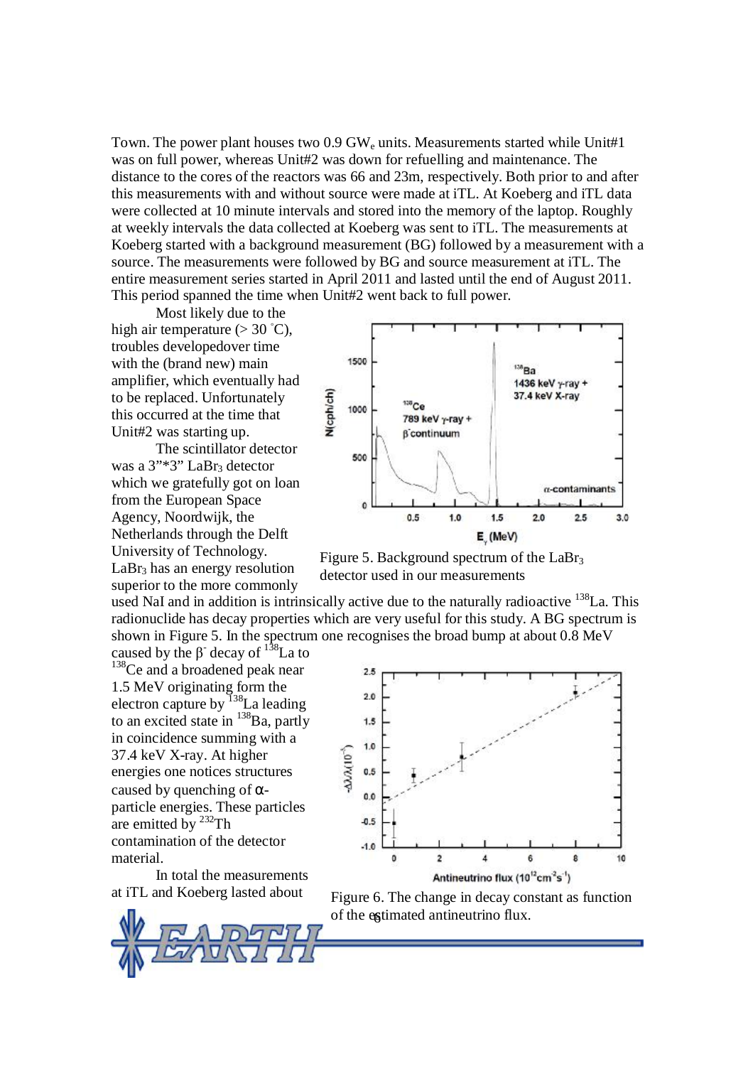Town. The power plant houses two 0.9 $GW_e$ units. Measurements started while Unit#1 was on full power, whereas Unit#2 was down for refuelling and maintenance. The distance to the cores of the reactors was 66 and 23m, respectively. Both prior to and after this measurements with and without source were made at iTL. At Koeberg and iTL data were collected at 10 minute intervals and stored into the memory of the laptop. Roughly at weekly intervals the data collected at Koeberg was sent to iTL. The measurements at Koeberg started with a background measurement (BG) followed by a measurement with a source. The measurements were followed by BG and source measurement at iTL. The entire measurement series started in April 2011 and lasted until the end of August 2011. This period spanned the time when Unit#2 went back to full power.

Most likely due to the high air temperature (> 30 ˚C), troubles developedover time with the (brand new) main amplifier, which eventually had to be replaced. Unfortunately this occurred at the time that Unit#2 was starting up.

The scintillator detector was a 3"*3" $LaBr_3$ detector which we gratefully got on loan from the European Space Agency, Noordwijk, the Netherlands through the Delft University of Technology. $LaBr_3$ has an energy resolution superior to the more commonly used NaI and in addition is intrinsically active due to the naturally radioactive $^{138}La$. This radionuclide has decay properties which are very useful for this study. A BG spectrum is shown in Figure 5. In the spectrum one recognises the broad bump at about 0.8 MeV caused by the $\beta^-$ decay of $^{138}La$ to $^{138}Ce$ and a broadened peak near 1.5 MeV originating form the electron capture by $^{138}La$ leading to an excited state in $^{138}Ba$, partly in coincidence summing with a 37.4 keV X-ray. At higher energies one notices structures caused by quenching of α-particle energies. These particles are emitted by $^{232}Th$ contamination of the detector material.

Figure 5. Background spectrum of the $LaBr_3$ detector used in our measurements

Figure 6. The change in decay constant as function of the estimated antineutrino flux.

In total the measurements at iTL and Koeberg lasted about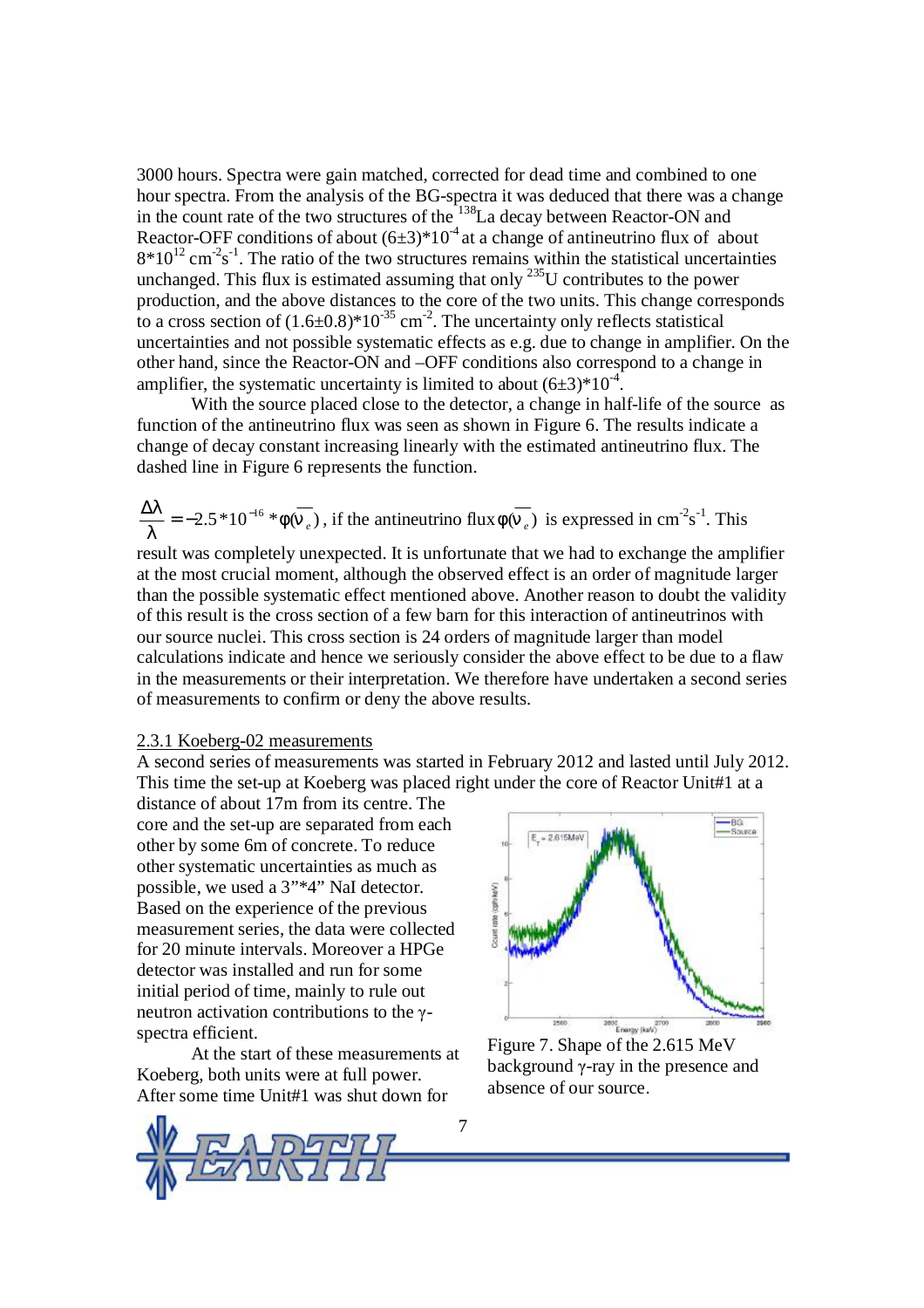3000 hours. Spectra were gain matched, corrected for dead time and combined to one hour spectra. From the analysis of the BG-spectra it was deduced that there was a change in the count rate of the two structures of the $^{138}$La decay between Reactor-ON and Reactor-OFF conditions of about $(6\pm3)*10^{-4}$ at a change of antineutrino flux of about $8*10^{12}$ cm$^{-2}$s$^{-1}$. The ratio of the two structures remains within the statistical uncertainties unchanged. This flux is estimated assuming that only $^{235}$U contributes to the power production, and the above distances to the core of the two units. This change corresponds to a cross section of $(1.6\pm0.8)*10^{-35}$ cm$^{-2}$. The uncertainty only reflects statistical uncertainties and not possible systematic effects as e.g. due to change in amplifier. On the other hand, since the Reactor-ON and –OFF conditions also correspond to a change in amplifier, the systematic uncertainty is limited to about $(6\pm3)*10^{-4}$.

With the source placed close to the detector, a change in half-life of the source as function of the antineutrino flux was seen as shown in Figure 6. The results indicate a change of decay constant increasing linearly with the estimated antineutrino flux. The dashed line in Figure 6 represents the function.

$\frac{\Delta\lambda}{\lambda} = -2.5*10^{-16} * \phi(\overline{\nu_e})$, if the antineutrino flux $\phi(\overline{\nu_e})$ is expressed in cm$^{-2}$s$^{-1}$. This result was completely unexpected. It is unfortunate that we had to exchange the amplifier at the most crucial moment, although the observed effect is an order of magnitude larger than the possible systematic effect mentioned above. Another reason to doubt the validity of this result is the cross section of a few barn for this interaction of antineutrinos with our source nuclei. This cross section is 24 orders of magnitude larger than model calculations indicate and hence we seriously consider the above effect to be due to a flaw in the measurements or their interpretation. We therefore have undertaken a second series of measurements to confirm or deny the above results.

### 2.3.1 Koeberg-02 measurements

A second series of measurements was started in February 2012 and lasted until July 2012. This time the set-up at Koeberg was placed right under the core of Reactor Unit#1 at a distance of about 17m from its centre. The core and the set-up are separated from each other by some 6m of concrete. To reduce other systematic uncertainties as much as possible, we used a 3"*4" NaI detector. Based on the experience of the previous measurement series, the data were collected for 20 minute intervals. Moreover a HPGe detector was installed and run for some initial period of time, mainly to rule out neutron activation contributions to the γ-spectra efficient.

Figure 7. Shape of the 2.615 MeV background γ-ray in the presence and absence of our source.

At the start of these measurements at Koeberg, both units were at full power. After some time Unit#1 was shut down for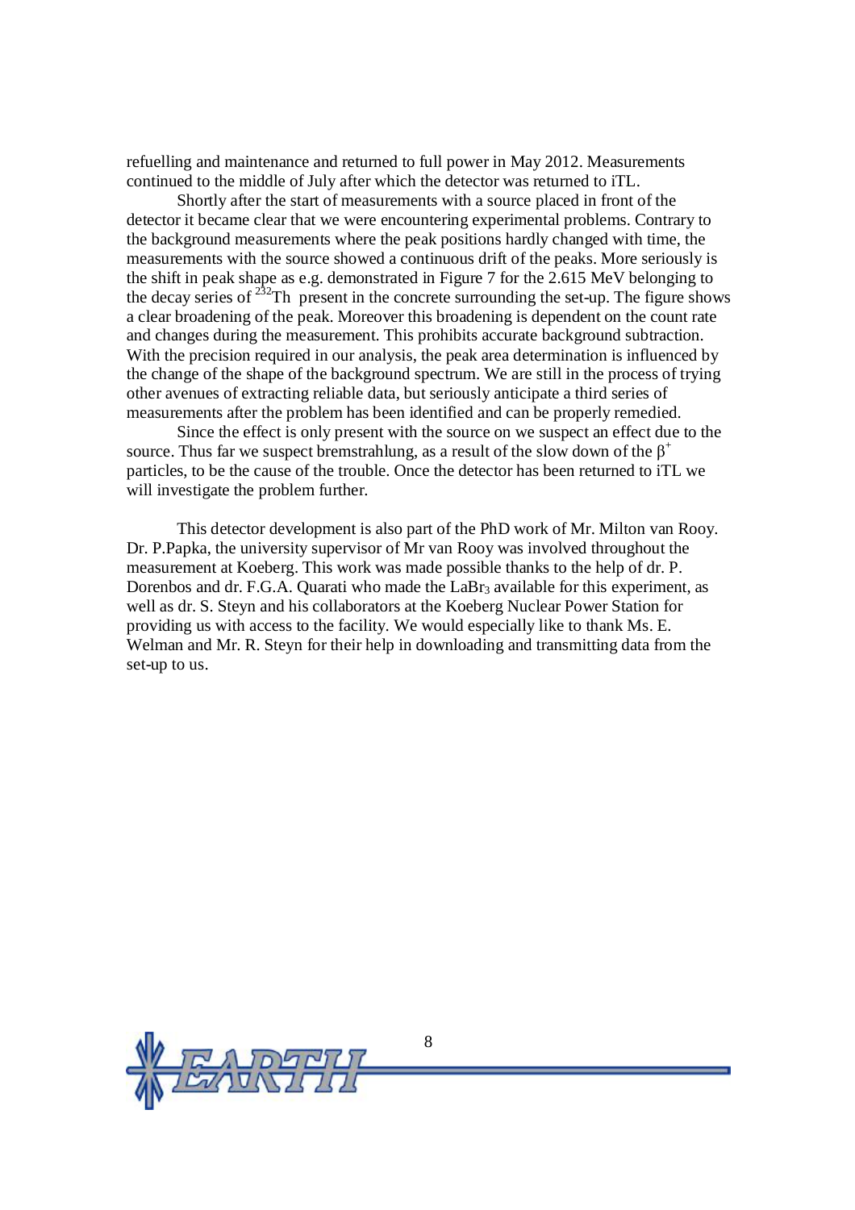refuelling and maintenance and returned to full power in May 2012. Measurements continued to the middle of July after which the detector was returned to iTL.

Shortly after the start of measurements with a source placed in front of the detector it became clear that we were encountering experimental problems. Contrary to the background measurements where the peak positions hardly changed with time, the measurements with the source showed a continuous drift of the peaks. More seriously is the shift in peak shape as e.g. demonstrated in Figure 7 for the 2.615 MeV belonging to the decay series of $^{232}$Th present in the concrete surrounding the set-up. The figure shows a clear broadening of the peak. Moreover this broadening is dependent on the count rate and changes during the measurement. This prohibits accurate background subtraction. With the precision required in our analysis, the peak area determination is influenced by the change of the shape of the background spectrum. We are still in the process of trying other avenues of extracting reliable data, but seriously anticipate a third series of measurements after the problem has been identified and can be properly remedied.

Since the effect is only present with the source on we suspect an effect due to the source. Thus far we suspect bremstrahlung, as a result of the slow down of the $\beta^+$ particles, to be the cause of the trouble. Once the detector has been returned to iTL we will investigate the problem further.

This detector development is also part of the PhD work of Mr. Milton van Rooy. Dr. P.Papka, the university supervisor of Mr van Rooy was involved throughout the measurement at Koeberg. This work was made possible thanks to the help of dr. P. Dorenbos and dr. F.G.A. Quarati who made the $LaBr_3$ available for this experiment, as well as dr. S. Steyn and his collaborators at the Koeberg Nuclear Power Station for providing us with access to the facility. We would especially like to thank Ms. E. Welman and Mr. R. Steyn for their help in downloading and transmitting data from the set-up to us.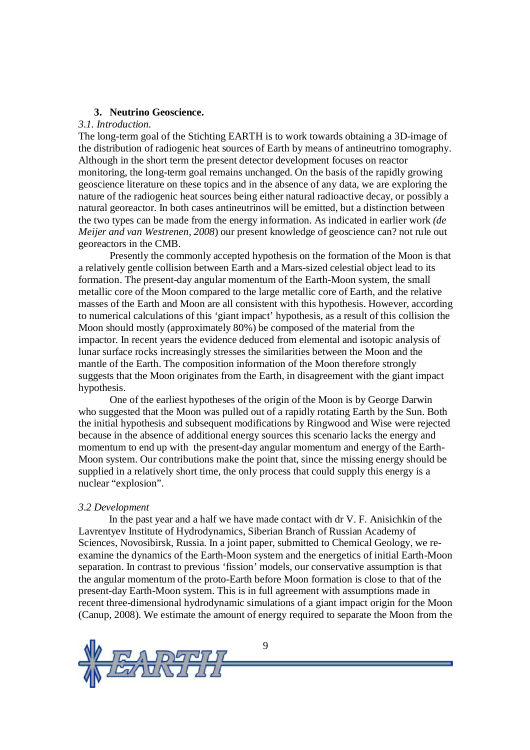## 3. Neutrino Geoscience.

### *3.1. Introduction.*

The long-term goal of the Stichting EARTH is to work towards obtaining a 3D-image of the distribution of radiogenic heat sources of Earth by means of antineutrino tomography. Although in the short term the present detector development focuses on reactor monitoring, the long-term goal remains unchanged. On the basis of the rapidly growing geoscience literature on these topics and in the absence of any data, we are exploring the nature of the radiogenic heat sources being either natural radioactive decay, or possibly a natural georeactor. In both cases antineutrinos will be emitted, but a distinction between the two types can be made from the energy information. As indicated in earlier work *(de Meijer and van Westrenen, 2008*) our present knowledge of geoscience can? not rule out georeactors in the CMB.

Presently the commonly accepted hypothesis on the formation of the Moon is that a relatively gentle collision between Earth and a Mars-sized celestial object lead to its formation. The present-day angular momentum of the Earth-Moon system, the small metallic core of the Moon compared to the large metallic core of Earth, and the relative masses of the Earth and Moon are all consistent with this hypothesis. However, according to numerical calculations of this 'giant impact' hypothesis, as a result of this collision the Moon should mostly (approximately 80%) be composed of the material from the impactor. In recent years the evidence deduced from elemental and isotopic analysis of lunar surface rocks increasingly stresses the similarities between the Moon and the mantle of the Earth. The composition information of the Moon therefore strongly suggests that the Moon originates from the Earth, in disagreement with the giant impact hypothesis.

One of the earliest hypotheses of the origin of the Moon is by George Darwin who suggested that the Moon was pulled out of a rapidly rotating Earth by the Sun. Both the initial hypothesis and subsequent modifications by Ringwood and Wise were rejected because in the absence of additional energy sources this scenario lacks the energy and momentum to end up with the present-day angular momentum and energy of the Earth-Moon system. Our contributions make the point that, since the missing energy should be supplied in a relatively short time, the only process that could supply this energy is a nuclear "explosion".

### *3.2 Development*

In the past year and a half we have made contact with dr V. F. Anisichkin of the Lavrentyev Institute of Hydrodynamics, Siberian Branch of Russian Academy of Sciences, Novosibirsk, Russia. In a joint paper, submitted to Chemical Geology, we re-examine the dynamics of the Earth-Moon system and the energetics of initial Earth-Moon separation. In contrast to previous 'fission' models, our conservative assumption is that the angular momentum of the proto-Earth before Moon formation is close to that of the present-day Earth-Moon system. This is in full agreement with assumptions made in recent three-dimensional hydrodynamic simulations of a giant impact origin for the Moon (Canup, 2008). We estimate the amount of energy required to separate the Moon from the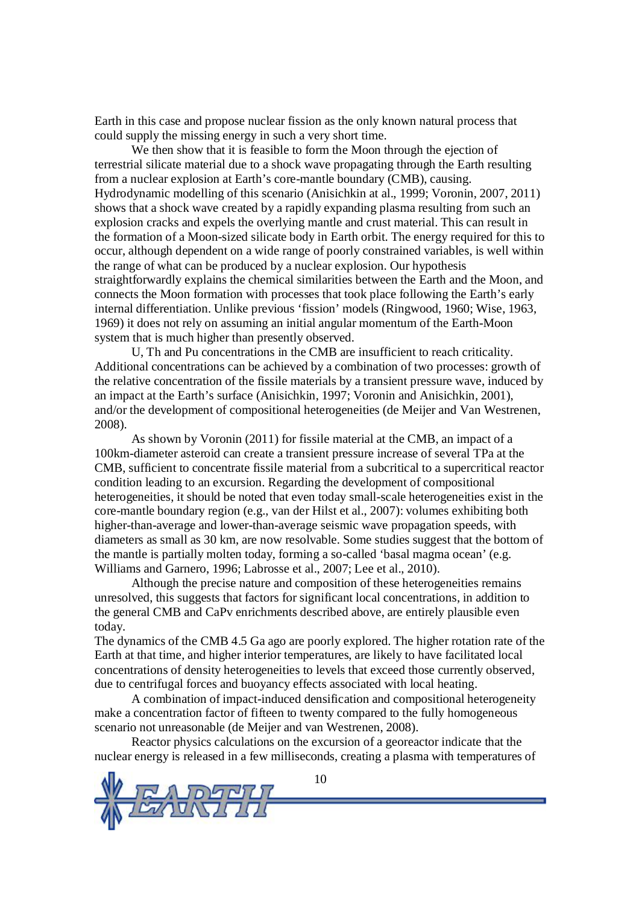Earth in this case and propose nuclear fission as the only known natural process that could supply the missing energy in such a very short time.

We then show that it is feasible to form the Moon through the ejection of terrestrial silicate material due to a shock wave propagating through the Earth resulting from a nuclear explosion at Earth's core-mantle boundary (CMB), causing. Hydrodynamic modelling of this scenario (Anisichkin at al., 1999; Voronin, 2007, 2011) shows that a shock wave created by a rapidly expanding plasma resulting from such an explosion cracks and expels the overlying mantle and crust material. This can result in the formation of a Moon-sized silicate body in Earth orbit. The energy required for this to occur, although dependent on a wide range of poorly constrained variables, is well within the range of what can be produced by a nuclear explosion. Our hypothesis straightforwardly explains the chemical similarities between the Earth and the Moon, and connects the Moon formation with processes that took place following the Earth's early internal differentiation. Unlike previous 'fission' models (Ringwood, 1960; Wise, 1963, 1969) it does not rely on assuming an initial angular momentum of the Earth-Moon system that is much higher than presently observed.

U, Th and Pu concentrations in the CMB are insufficient to reach criticality. Additional concentrations can be achieved by a combination of two processes: growth of the relative concentration of the fissile materials by a transient pressure wave, induced by an impact at the Earth's surface (Anisichkin, 1997; Voronin and Anisichkin, 2001), and/or the development of compositional heterogeneities (de Meijer and Van Westrenen, 2008).

As shown by Voronin (2011) for fissile material at the CMB, an impact of a 100km-diameter asteroid can create a transient pressure increase of several TPa at the CMB, sufficient to concentrate fissile material from a subcritical to a supercritical reactor condition leading to an excursion. Regarding the development of compositional heterogeneities, it should be noted that even today small-scale heterogeneities exist in the core-mantle boundary region (e.g., van der Hilst et al., 2007): volumes exhibiting both higher-than-average and lower-than-average seismic wave propagation speeds, with diameters as small as 30 km, are now resolvable. Some studies suggest that the bottom of the mantle is partially molten today, forming a so-called 'basal magma ocean' (e.g. Williams and Garnero, 1996; Labrosse et al., 2007; Lee et al., 2010).

Although the precise nature and composition of these heterogeneities remains unresolved, this suggests that factors for significant local concentrations, in addition to the general CMB and CaPv enrichments described above, are entirely plausible even today.

The dynamics of the CMB 4.5 Ga ago are poorly explored. The higher rotation rate of the Earth at that time, and higher interior temperatures, are likely to have facilitated local concentrations of density heterogeneities to levels that exceed those currently observed, due to centrifugal forces and buoyancy effects associated with local heating.

A combination of impact-induced densification and compositional heterogeneity make a concentration factor of fifteen to twenty compared to the fully homogeneous scenario not unreasonable (de Meijer and van Westrenen, 2008).

Reactor physics calculations on the excursion of a georeactor indicate that the nuclear energy is released in a few milliseconds, creating a plasma with temperatures of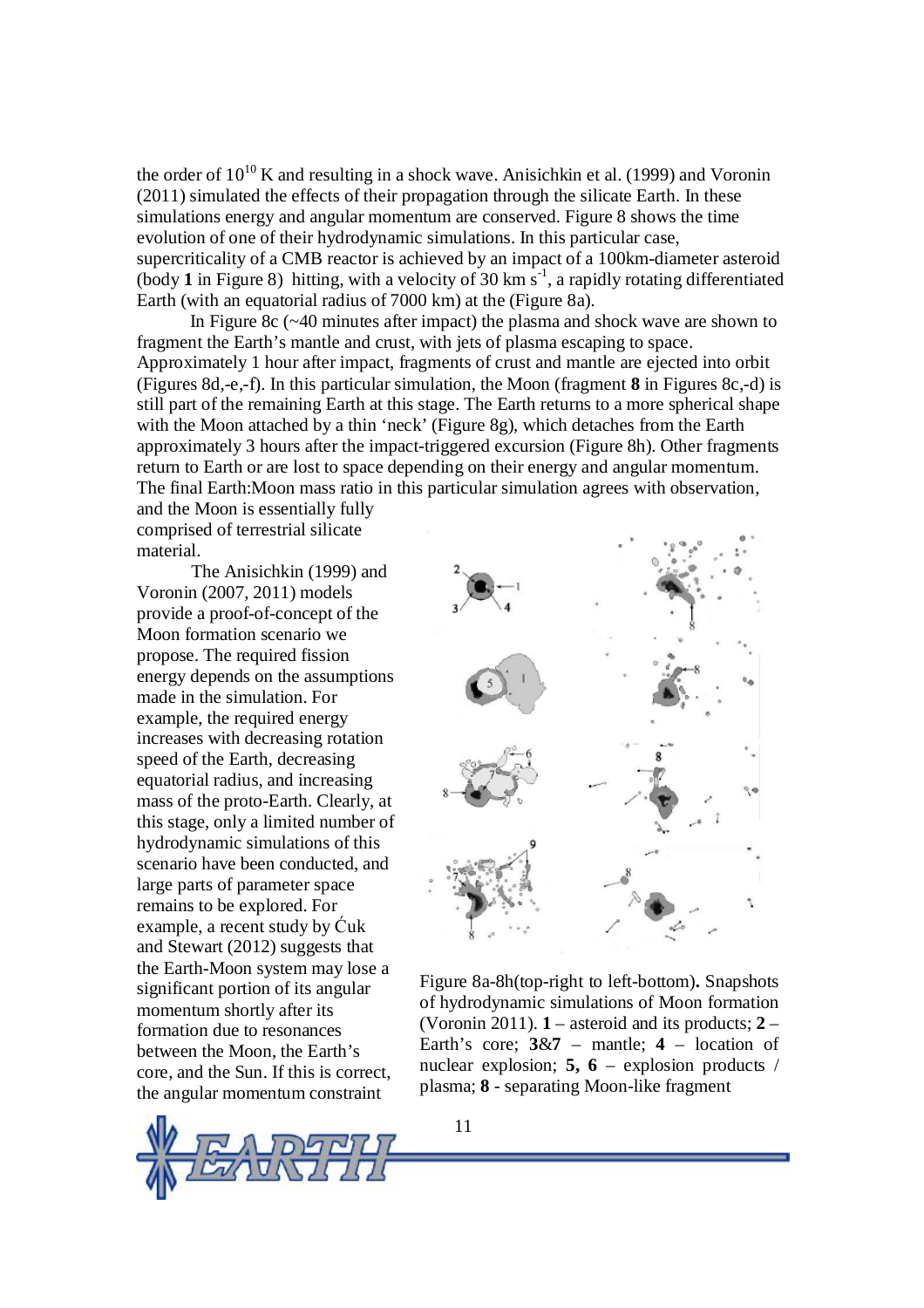the order of $10^{10}$ K and resulting in a shock wave. Anisichkin et al. (1999) and Voronin (2011) simulated the effects of their propagation through the silicate Earth. In these simulations energy and angular momentum are conserved. Figure 8 shows the time evolution of one of their hydrodynamic simulations. In this particular case, supercriticality of a CMB reactor is achieved by an impact of a 100km-diameter asteroid (body **1** in Figure 8) hitting, with a velocity of 30 km $s^{-1}$, a rapidly rotating differentiated Earth (with an equatorial radius of 7000 km) at the (Figure 8a).

In Figure 8c (~40 minutes after impact) the plasma and shock wave are shown to fragment the Earth's mantle and crust, with jets of plasma escaping to space. Approximately 1 hour after impact, fragments of crust and mantle are ejected into orbit (Figures 8d,-e,-f). In this particular simulation, the Moon (fragment **8** in Figures 8c,-d) is still part of the remaining Earth at this stage. The Earth returns to a more spherical shape with the Moon attached by a thin 'neck' (Figure 8g), which detaches from the Earth approximately 3 hours after the impact-triggered excursion (Figure 8h). Other fragments return to Earth or are lost to space depending on their energy and angular momentum. The final Earth:Moon mass ratio in this particular simulation agrees with observation, and the Moon is essentially fully comprised of terrestrial silicate material.

The Anisichkin (1999) and Voronin (2007, 2011) models provide a proof-of-concept of the Moon formation scenario we propose. The required fission energy depends on the assumptions made in the simulation. For example, the required energy increases with decreasing rotation speed of the Earth, decreasing equatorial radius, and increasing mass of the proto-Earth. Clearly, at this stage, only a limited number of hydrodynamic simulations of this scenario have been conducted, and large parts of parameter space remains to be explored. For example, a recent study by Ćuk and Stewart (2012) suggests that the Earth-Moon system may lose a significant portion of its angular momentum shortly after its formation due to resonances between the Moon, the Earth's core, and the Sun. If this is correct, the angular momentum constraint

Figure 8a-8h(top-right to left-bottom)**.** Snapshots of hydrodynamic simulations of Moon formation (Voronin 2011). **1** – asteroid and its products; **2** – Earth's core; **3**&**7** – mantle; **4** – location of nuclear explosion; **5, 6** – explosion products / plasma; **8** - separating Moon-like fragment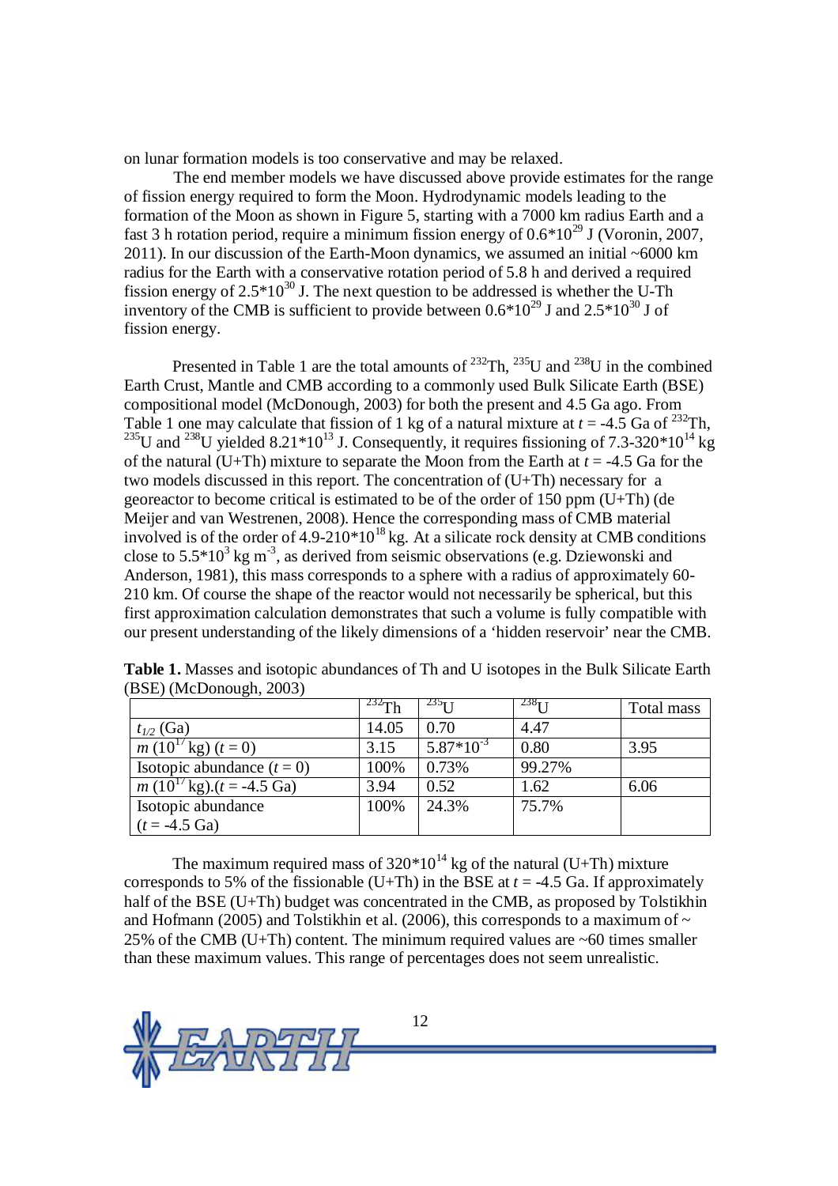on lunar formation models is too conservative and may be relaxed.

The end member models we have discussed above provide estimates for the range of fission energy required to form the Moon. Hydrodynamic models leading to the formation of the Moon as shown in Figure 5, starting with a 7000 km radius Earth and a fast 3 h rotation period, require a minimum fission energy of $0.6*10^{29}$ J (Voronin, 2007, 2011). In our discussion of the Earth-Moon dynamics, we assumed an initial ~6000 km radius for the Earth with a conservative rotation period of 5.8 h and derived a required fission energy of $2.5*10^{30}$ J. The next question to be addressed is whether the U-Th inventory of the CMB is sufficient to provide between $0.6*10^{29}$ J and $2.5*10^{30}$ J of fission energy.

Presented in Table 1 are the total amounts of $^{232}$Th, $^{235}$U and $^{238}$U in the combined Earth Crust, Mantle and CMB according to a commonly used Bulk Silicate Earth (BSE) compositional model (McDonough, 2003) for both the present and 4.5 Ga ago. From Table 1 one may calculate that fission of 1 kg of a natural mixture at $t$ = -4.5 Ga of $^{232}$Th, $^{235}$U and $^{238}$U yielded $8.21*10^{13}$ J. Consequently, it requires fissioning of $7.3\text{-}320*10^{14}$ kg of the natural (U+Th) mixture to separate the Moon from the Earth at $t$ = -4.5 Ga for the two models discussed in this report. The concentration of (U+Th) necessary for a georeactor to become critical is estimated to be of the order of 150 ppm (U+Th) (de Meijer and van Westrenen, 2008). Hence the corresponding mass of CMB material involved is of the order of $4.9\text{-}210*10^{18}$ kg. At a silicate rock density at CMB conditions close to $5.5*10^{3}$ kg m$^{-3}$, as derived from seismic observations (e.g. Dziewonski and Anderson, 1981), this mass corresponds to a sphere with a radius of approximately 60-210 km. Of course the shape of the reactor would not necessarily be spherical, but this first approximation calculation demonstrates that such a volume is fully compatible with our present understanding of the likely dimensions of a 'hidden reservoir' near the CMB.

**Table 1.** Masses and isotopic abundances of Th and U isotopes in the Bulk Silicate Earth (BSE) (McDonough, 2003)

| | $^{232}$Th | $^{235}$U | $^{238}$U | Total mass |
|---|---|---|---|---|
| $t_{1/2}$ (Ga) | 14.05 | 0.70 | 4.47 | |
| $m$ ($10^{17}$ kg) ($t$ = 0) | 3.15 | $5.87*10^{-3}$ | 0.80 | 3.95 |
| Isotopic abundance ($t$ = 0) | 100% | 0.73% | 99.27% | |
| $m$ ($10^{17}$ kg).($t$ = -4.5 Ga) | 3.94 | 0.52 | 1.62 | 6.06 |
| Isotopic abundance ($t$ = -4.5 Ga) | 100% | 24.3% | 75.7% | |

The maximum required mass of $320*10^{14}$ kg of the natural (U+Th) mixture corresponds to 5% of the fissionable (U+Th) in the BSE at $t$ = -4.5 Ga. If approximately half of the BSE (U+Th) budget was concentrated in the CMB, as proposed by Tolstikhin and Hofmann (2005) and Tolstikhin et al. (2006), this corresponds to a maximum of ~ 25% of the CMB (U+Th) content. The minimum required values are ~60 times smaller than these maximum values. This range of percentages does not seem unrealistic.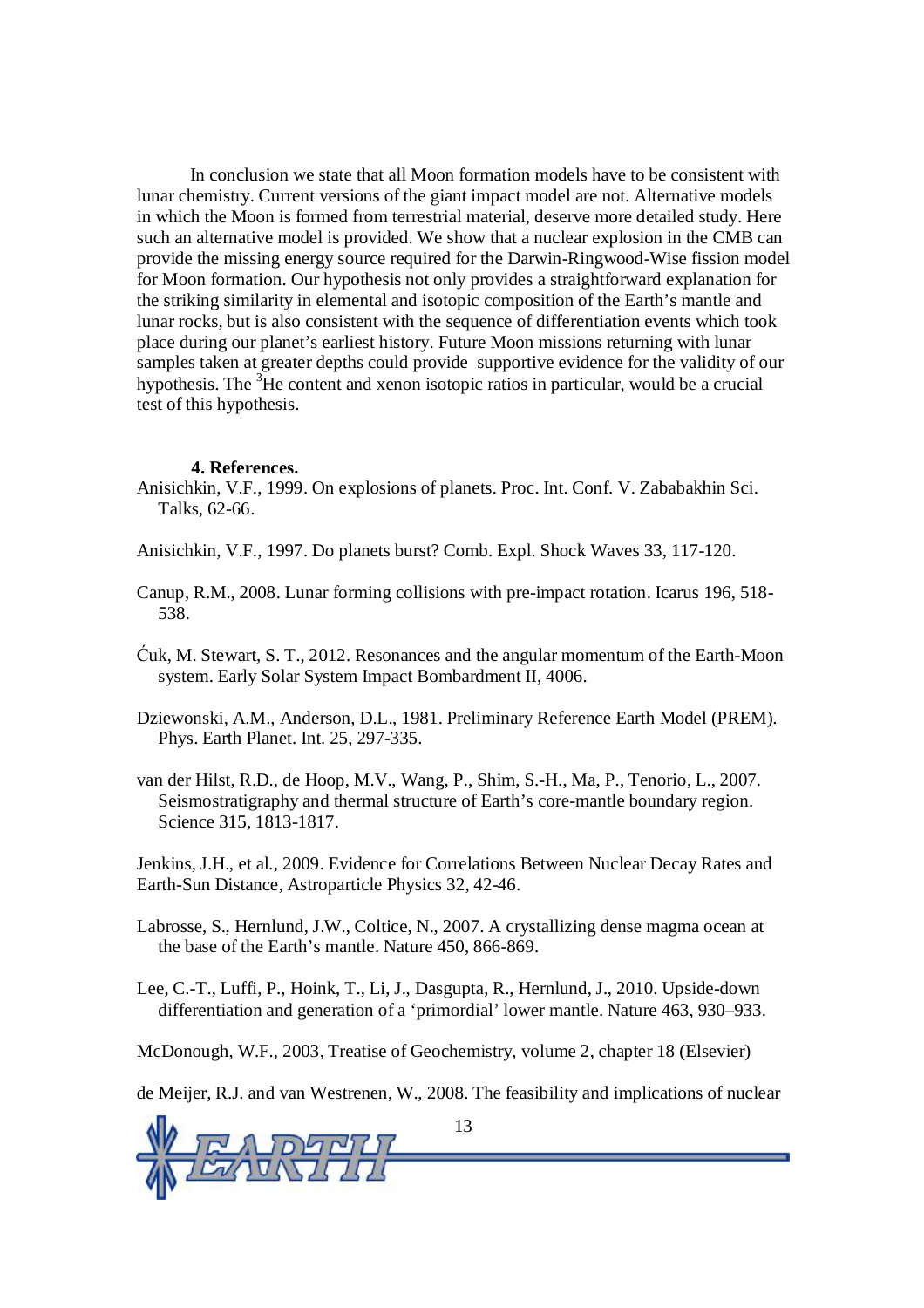In conclusion we state that all Moon formation models have to be consistent with lunar chemistry. Current versions of the giant impact model are not. Alternative models in which the Moon is formed from terrestrial material, deserve more detailed study. Here such an alternative model is provided. We show that a nuclear explosion in the CMB can provide the missing energy source required for the Darwin-Ringwood-Wise fission model for Moon formation. Our hypothesis not only provides a straightforward explanation for the striking similarity in elemental and isotopic composition of the Earth's mantle and lunar rocks, but is also consistent with the sequence of differentiation events which took place during our planet's earliest history. Future Moon missions returning with lunar samples taken at greater depths could provide supportive evidence for the validity of our hypothesis. The $^3$He content and xenon isotopic ratios in particular, would be a crucial test of this hypothesis.

### 4. References.

Anisichkin, V.F., 1999. On explosions of planets. Proc. Int. Conf. V. Zababakhin Sci. Talks, 62-66.

Anisichkin, V.F., 1997. Do planets burst? Comb. Expl. Shock Waves 33, 117-120.

Canup, R.M., 2008. Lunar forming collisions with pre-impact rotation. Icarus 196, 518-538.

Ćuk, M. Stewart, S. T., 2012. Resonances and the angular momentum of the Earth-Moon system. Early Solar System Impact Bombardment II, 4006.

Dziewonski, A.M., Anderson, D.L., 1981. Preliminary Reference Earth Model (PREM). Phys. Earth Planet. Int. 25, 297-335.

van der Hilst, R.D., de Hoop, M.V., Wang, P., Shim, S.-H., Ma, P., Tenorio, L., 2007. Seismostratigraphy and thermal structure of Earth's core-mantle boundary region. Science 315, 1813-1817.

Jenkins, J.H., et al., 2009. Evidence for Correlations Between Nuclear Decay Rates and Earth-Sun Distance, Astroparticle Physics 32, 42-46.

Labrosse, S., Hernlund, J.W., Coltice, N., 2007. A crystallizing dense magma ocean at the base of the Earth's mantle. Nature 450, 866-869.

Lee, C.-T., Luffi, P., Hoink, T., Li, J., Dasgupta, R., Hernlund, J., 2010. Upside-down differentiation and generation of a 'primordial' lower mantle. Nature 463, 930–933.

McDonough, W.F., 2003, Treatise of Geochemistry, volume 2, chapter 18 (Elsevier)

de Meijer, R.J. and van Westrenen, W., 2008. The feasibility and implications of nuclear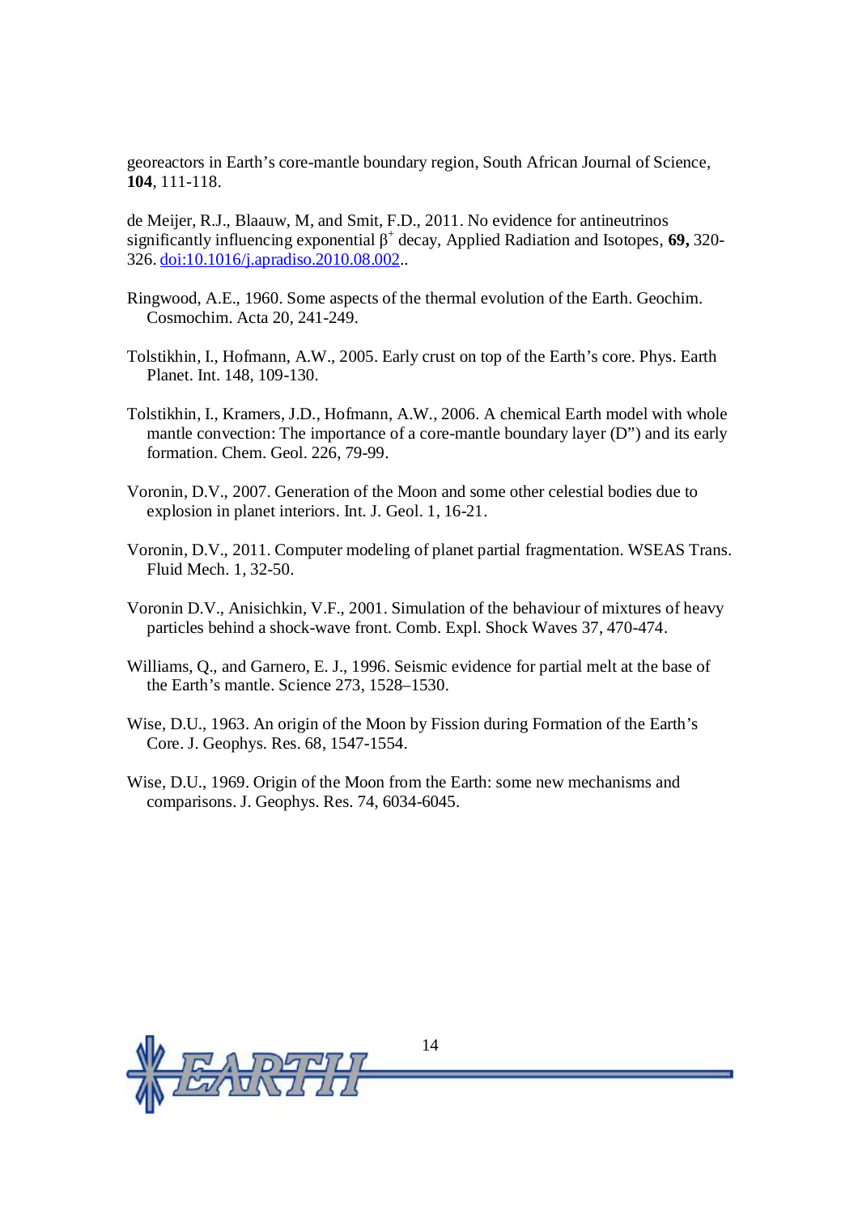georeactors in Earth's core-mantle boundary region, South African Journal of Science, **104**, 111-118.

de Meijer, R.J., Blaauw, M, and Smit, F.D., 2011. No evidence for antineutrinos significantly influencing exponential $\beta^+$ decay, Applied Radiation and Isotopes, **69,** 320-326. doi:10.1016/j.apradiso.2010.08.002..

Ringwood, A.E., 1960. Some aspects of the thermal evolution of the Earth. Geochim. Cosmochim. Acta 20, 241-249.

Tolstikhin, I., Hofmann, A.W., 2005. Early crust on top of the Earth's core. Phys. Earth Planet. Int. 148, 109-130.

Tolstikhin, I., Kramers, J.D., Hofmann, A.W., 2006. A chemical Earth model with whole mantle convection: The importance of a core-mantle boundary layer (D") and its early formation. Chem. Geol. 226, 79-99.

Voronin, D.V., 2007. Generation of the Moon and some other celestial bodies due to explosion in planet interiors. Int. J. Geol. 1, 16-21.

Voronin, D.V., 2011. Computer modeling of planet partial fragmentation. WSEAS Trans. Fluid Mech. 1, 32-50.

Voronin D.V., Anisichkin, V.F., 2001. Simulation of the behaviour of mixtures of heavy particles behind a shock-wave front. Comb. Expl. Shock Waves 37, 470-474.

Williams, Q., and Garnero, E. J., 1996. Seismic evidence for partial melt at the base of the Earth's mantle. Science 273, 1528–1530.

Wise, D.U., 1963. An origin of the Moon by Fission during Formation of the Earth's Core. J. Geophys. Res. 68, 1547-1554.

Wise, D.U., 1969. Origin of the Moon from the Earth: some new mechanisms and comparisons. J. Geophys. Res. 74, 6034-6045.